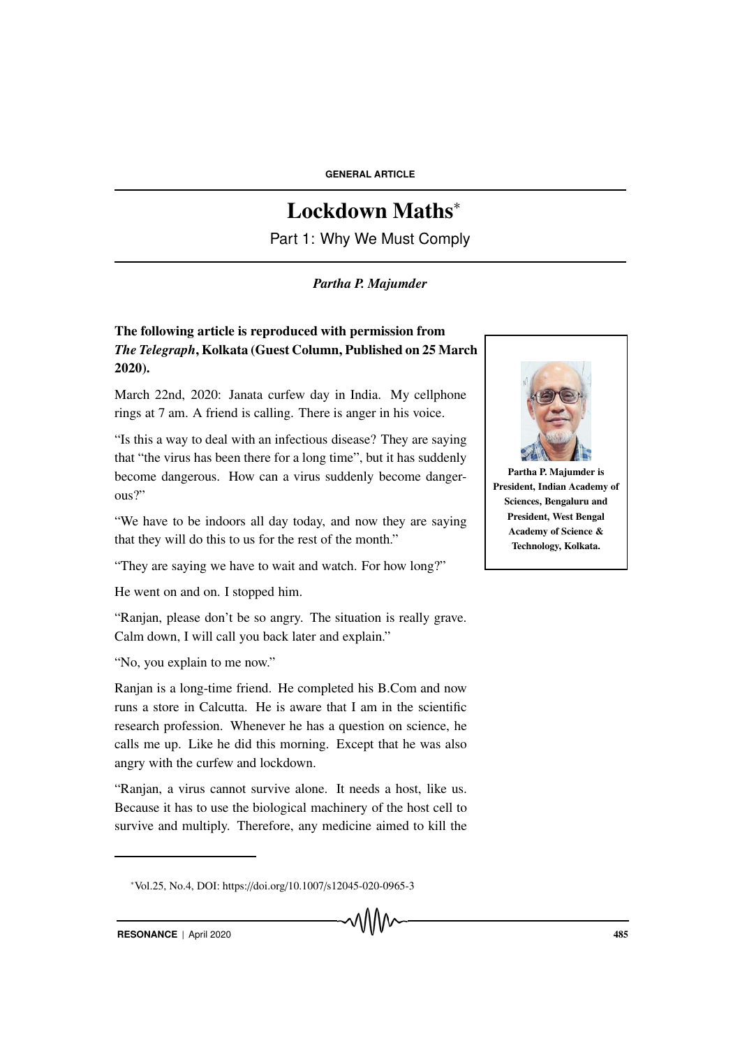GENERAL ARTICLE

# Lockdown Maths*

## Part 1: Why We Must Comply

*Partha P. Majumder*

**The following article is reproduced with permission from *The Telegraph*, Kolkata (Guest Column, Published on 25 March 2020).**

Partha P. Majumder is President, Indian Academy of Sciences, Bengaluru and President, West Bengal Academy of Science & Technology, Kolkata.

March 22nd, 2020: Janata curfew day in India. My cellphone rings at 7 am. A friend is calling. There is anger in his voice.

"Is this a way to deal with an infectious disease? They are saying that "the virus has been there for a long time", but it has suddenly become dangerous. How can a virus suddenly become dangerous?"

"We have to be indoors all day today, and now they are saying that they will do this to us for the rest of the month."

"They are saying we have to wait and watch. For how long?"

He went on and on. I stopped him.

"Ranjan, please don't be so angry. The situation is really grave. Calm down, I will call you back later and explain."

"No, you explain to me now."

Ranjan is a long-time friend. He completed his B.Com and now runs a store in Calcutta. He is aware that I am in the scientific research profession. Whenever he has a question on science, he calls me up. Like he did this morning. Except that he was also angry with the curfew and lockdown.

"Ranjan, a virus cannot survive alone. It needs a host, like us. Because it has to use the biological machinery of the host cell to survive and multiply. Therefore, any medicine aimed to kill the

*Vol.25, No.4, DOI: https://doi.org/10.1007/s12045-020-0965-3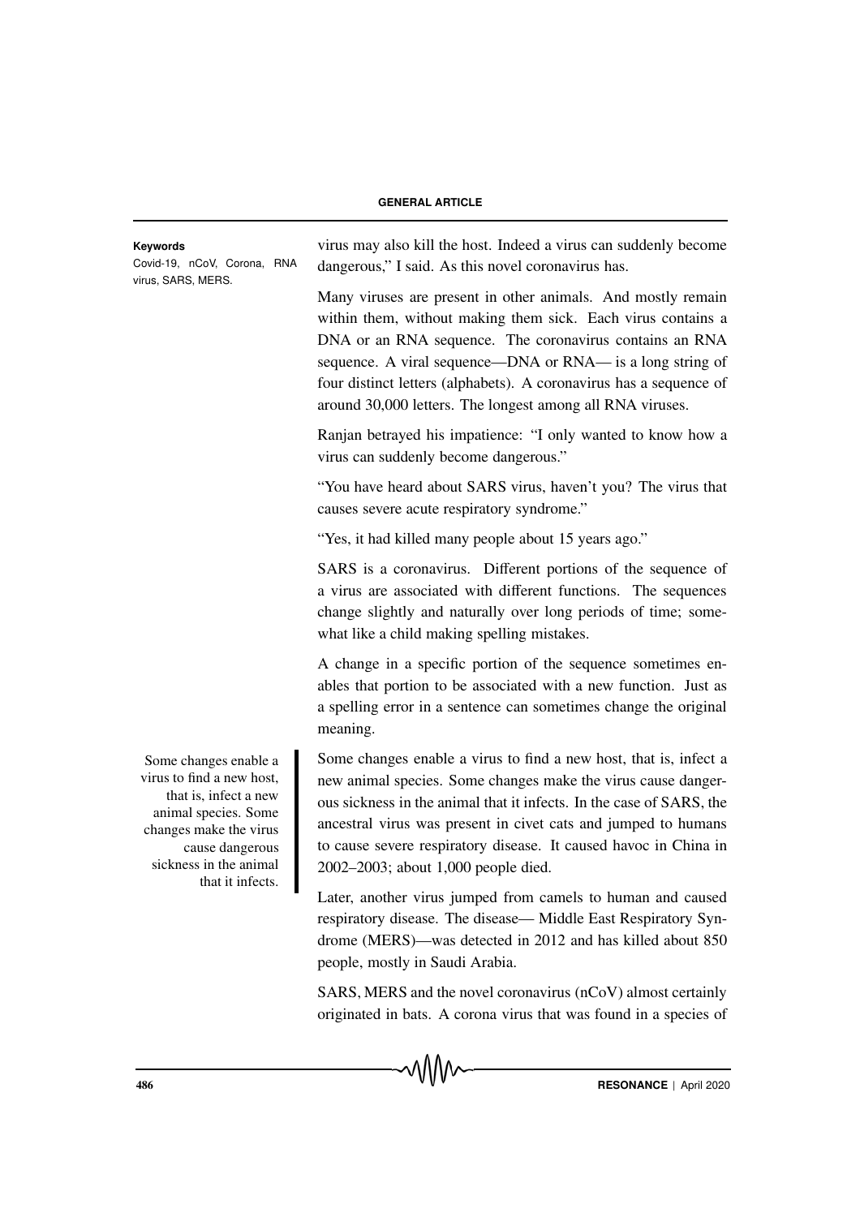**Keywords**

Covid-19, nCoV, Corona, RNA virus, SARS, MERS.

virus may also kill the host. Indeed a virus can suddenly become dangerous," I said. As this novel coronavirus has.

Many viruses are present in other animals. And mostly remain within them, without making them sick. Each virus contains a DNA or an RNA sequence. The coronavirus contains an RNA sequence. A viral sequence—DNA or RNA— is a long string of four distinct letters (alphabets). A coronavirus has a sequence of around 30,000 letters. The longest among all RNA viruses.

Ranjan betrayed his impatience: "I only wanted to know how a virus can suddenly become dangerous."

"You have heard about SARS virus, haven't you? The virus that causes severe acute respiratory syndrome."

"Yes, it had killed many people about 15 years ago."

SARS is a coronavirus. Different portions of the sequence of a virus are associated with different functions. The sequences change slightly and naturally over long periods of time; somewhat like a child making spelling mistakes.

A change in a specific portion of the sequence sometimes enables that portion to be associated with a new function. Just as a spelling error in a sentence can sometimes change the original meaning.

> Some changes enable a virus to find a new host, that is, infect a new animal species. Some changes make the virus cause dangerous sickness in the animal that it infects.

Some changes enable a virus to find a new host, that is, infect a new animal species. Some changes make the virus cause dangerous sickness in the animal that it infects. In the case of SARS, the ancestral virus was present in civet cats and jumped to humans to cause severe respiratory disease. It caused havoc in China in 2002–2003; about 1,000 people died.

Later, another virus jumped from camels to human and caused respiratory disease. The disease— Middle East Respiratory Syndrome (MERS)—was detected in 2012 and has killed about 850 people, mostly in Saudi Arabia.

SARS, MERS and the novel coronavirus (nCoV) almost certainly originated in bats. A corona virus that was found in a species of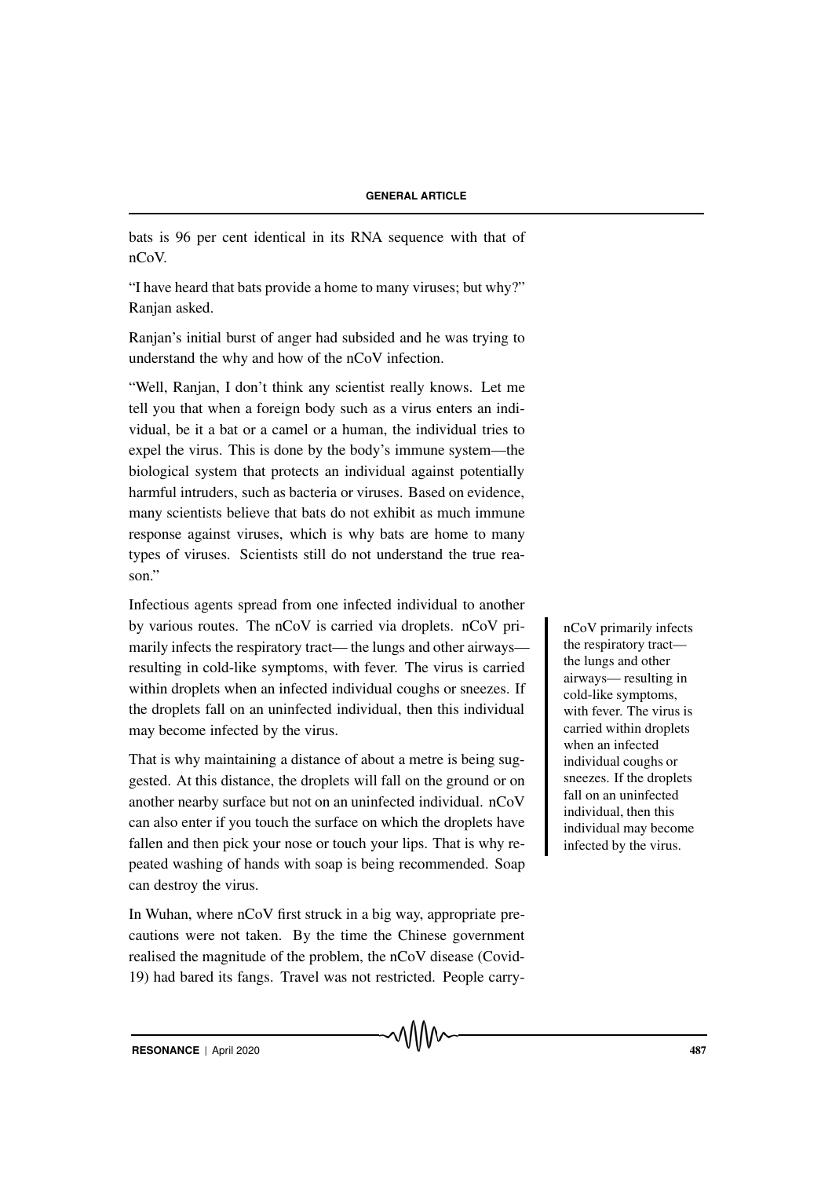bats is 96 per cent identical in its RNA sequence with that of nCoV.

"I have heard that bats provide a home to many viruses; but why?" Ranjan asked.

Ranjan's initial burst of anger had subsided and he was trying to understand the why and how of the nCoV infection.

"Well, Ranjan, I don't think any scientist really knows. Let me tell you that when a foreign body such as a virus enters an individual, be it a bat or a camel or a human, the individual tries to expel the virus. This is done by the body's immune system—the biological system that protects an individual against potentially harmful intruders, such as bacteria or viruses. Based on evidence, many scientists believe that bats do not exhibit as much immune response against viruses, which is why bats are home to many types of viruses. Scientists still do not understand the true reason."

Infectious agents spread from one infected individual to another by various routes. The nCoV is carried via droplets. nCoV primarily infects the respiratory tract— the lungs and other airways—resulting in cold-like symptoms, with fever. The virus is carried within droplets when an infected individual coughs or sneezes. If the droplets fall on an uninfected individual, then this individual may become infected by the virus.

> nCoV primarily infects the respiratory tract— the lungs and other airways— resulting in cold-like symptoms, with fever. The virus is carried within droplets when an infected individual coughs or sneezes. If the droplets fall on an uninfected individual, then this individual may become infected by the virus.

That is why maintaining a distance of about a metre is being suggested. At this distance, the droplets will fall on the ground or on another nearby surface but not on an uninfected individual. nCoV can also enter if you touch the surface on which the droplets have fallen and then pick your nose or touch your lips. That is why repeated washing of hands with soap is being recommended. Soap can destroy the virus.

In Wuhan, where nCoV first struck in a big way, appropriate precautions were not taken. By the time the Chinese government realised the magnitude of the problem, the nCoV disease (Covid-19) had bared its fangs. Travel was not restricted. People carry-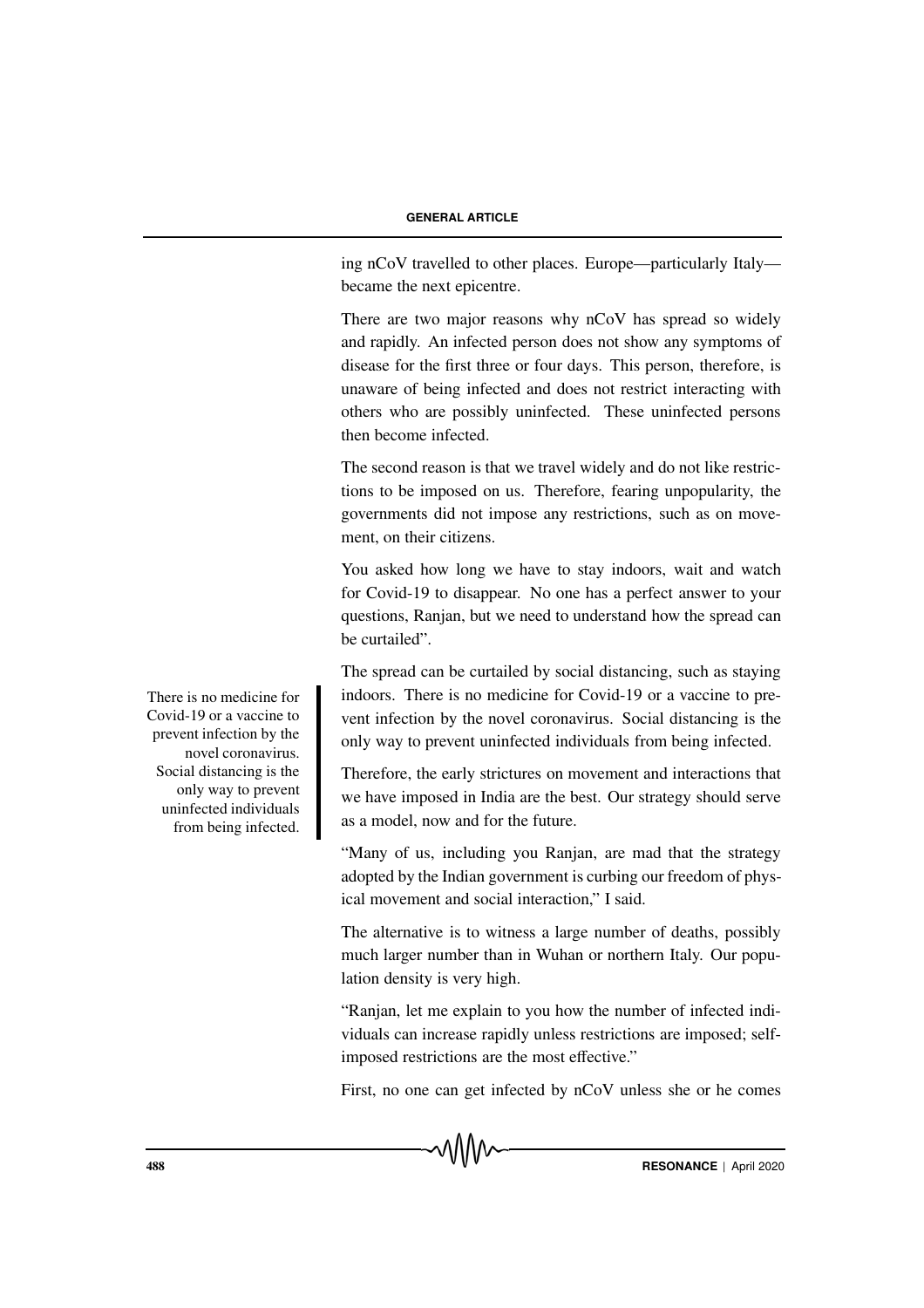ing nCoV travelled to other places. Europe—particularly Italy—became the next epicentre.

There are two major reasons why nCoV has spread so widely and rapidly. An infected person does not show any symptoms of disease for the first three or four days. This person, therefore, is unaware of being infected and does not restrict interacting with others who are possibly uninfected. These uninfected persons then become infected.

The second reason is that we travel widely and do not like restrictions to be imposed on us. Therefore, fearing unpopularity, the governments did not impose any restrictions, such as on movement, on their citizens.

You asked how long we have to stay indoors, wait and watch for Covid-19 to disappear. No one has a perfect answer to your questions, Ranjan, but we need to understand how the spread can be curtailed".

The spread can be curtailed by social distancing, such as staying indoors. There is no medicine for Covid-19 or a vaccine to prevent infection by the novel coronavirus. Social distancing is the only way to prevent uninfected individuals from being infected.

> There is no medicine for Covid-19 or a vaccine to prevent infection by the novel coronavirus. Social distancing is the only way to prevent uninfected individuals from being infected.

Therefore, the early strictures on movement and interactions that we have imposed in India are the best. Our strategy should serve as a model, now and for the future.

"Many of us, including you Ranjan, are mad that the strategy adopted by the Indian government is curbing our freedom of physical movement and social interaction," I said.

The alternative is to witness a large number of deaths, possibly much larger number than in Wuhan or northern Italy. Our population density is very high.

"Ranjan, let me explain to you how the number of infected individuals can increase rapidly unless restrictions are imposed; self-imposed restrictions are the most effective."

First, no one can get infected by nCoV unless she or he comes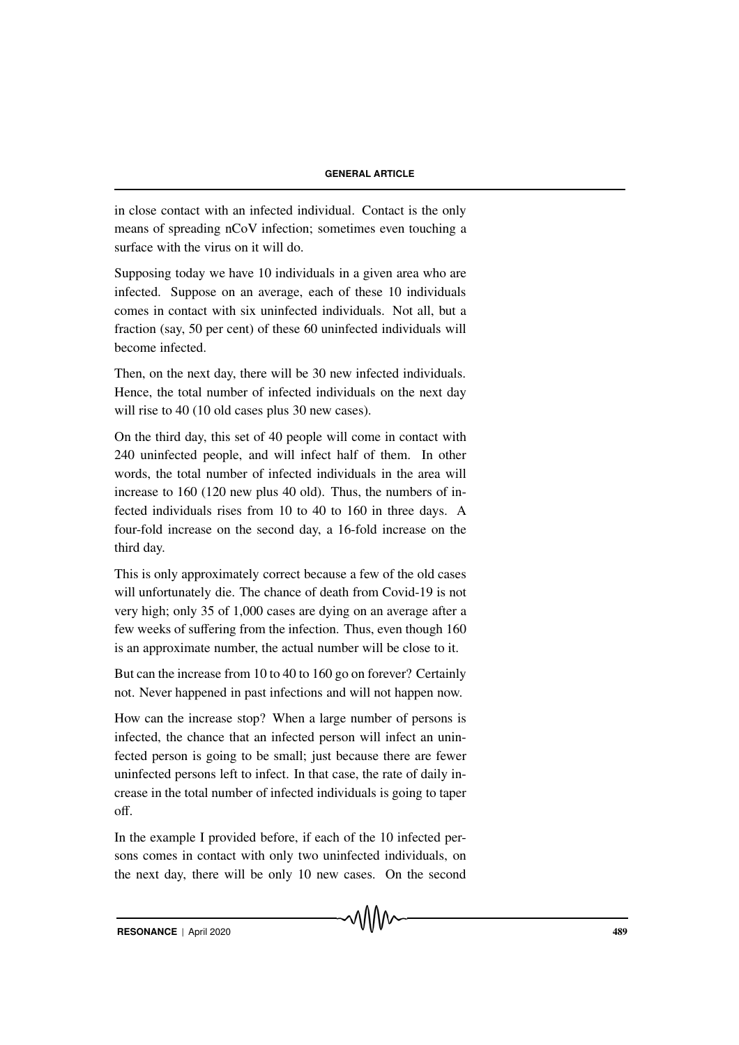in close contact with an infected individual. Contact is the only means of spreading nCoV infection; sometimes even touching a surface with the virus on it will do.

Supposing today we have 10 individuals in a given area who are infected. Suppose on an average, each of these 10 individuals comes in contact with six uninfected individuals. Not all, but a fraction (say, 50 per cent) of these 60 uninfected individuals will become infected.

Then, on the next day, there will be 30 new infected individuals. Hence, the total number of infected individuals on the next day will rise to 40 (10 old cases plus 30 new cases).

On the third day, this set of 40 people will come in contact with 240 uninfected people, and will infect half of them. In other words, the total number of infected individuals in the area will increase to 160 (120 new plus 40 old). Thus, the numbers of infected individuals rises from 10 to 40 to 160 in three days. A four-fold increase on the second day, a 16-fold increase on the third day.

This is only approximately correct because a few of the old cases will unfortunately die. The chance of death from Covid-19 is not very high; only 35 of 1,000 cases are dying on an average after a few weeks of suffering from the infection. Thus, even though 160 is an approximate number, the actual number will be close to it.

But can the increase from 10 to 40 to 160 go on forever? Certainly not. Never happened in past infections and will not happen now.

How can the increase stop? When a large number of persons is infected, the chance that an infected person will infect an uninfected person is going to be small; just because there are fewer uninfected persons left to infect. In that case, the rate of daily increase in the total number of infected individuals is going to taper off.

In the example I provided before, if each of the 10 infected persons comes in contact with only two uninfected individuals, on the next day, there will be only 10 new cases. On the second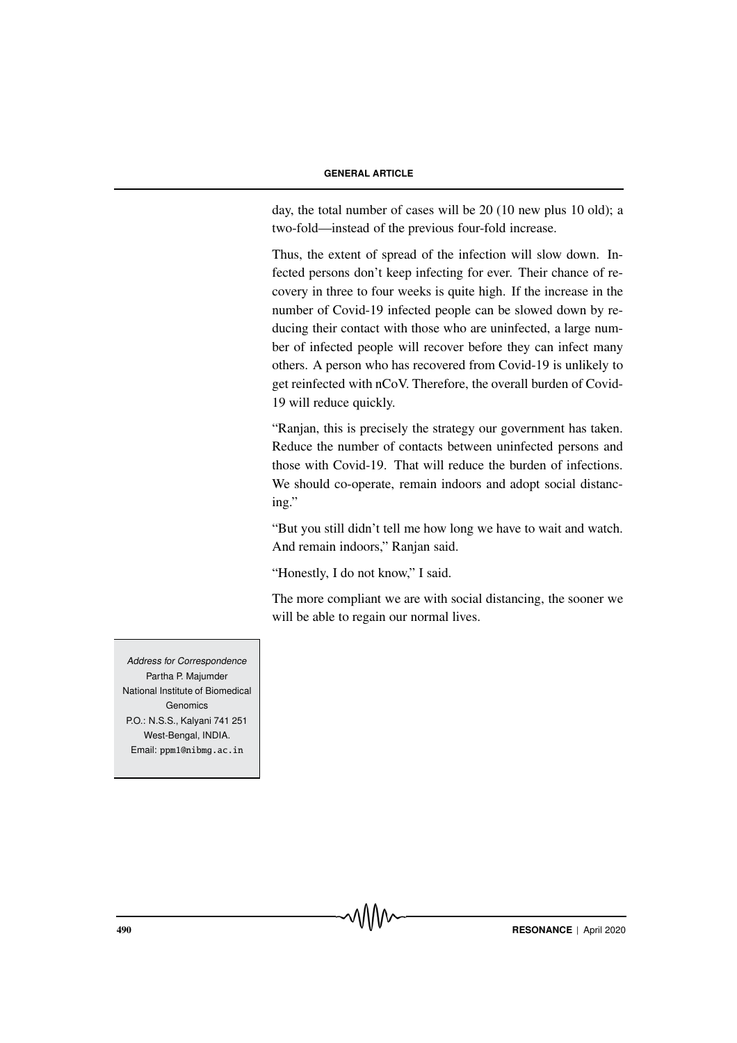day, the total number of cases will be 20 (10 new plus 10 old); a two-fold—instead of the previous four-fold increase.

Thus, the extent of spread of the infection will slow down. Infected persons don't keep infecting for ever. Their chance of recovery in three to four weeks is quite high. If the increase in the number of Covid-19 infected people can be slowed down by reducing their contact with those who are uninfected, a large number of infected people will recover before they can infect many others. A person who has recovered from Covid-19 is unlikely to get reinfected with nCoV. Therefore, the overall burden of Covid-19 will reduce quickly.

"Ranjan, this is precisely the strategy our government has taken. Reduce the number of contacts between uninfected persons and those with Covid-19. That will reduce the burden of infections. We should co-operate, remain indoors and adopt social distancing."

"But you still didn't tell me how long we have to wait and watch. And remain indoors," Ranjan said.

"Honestly, I do not know," I said.

The more compliant we are with social distancing, the sooner we will be able to regain our normal lives.

*Address for Correspondence*
Partha P. Majumder
National Institute of Biomedical Genomics
P.O.: N.S.S., Kalyani 741 251
West-Bengal, INDIA.
Email: ppm1@nibmg.ac.in